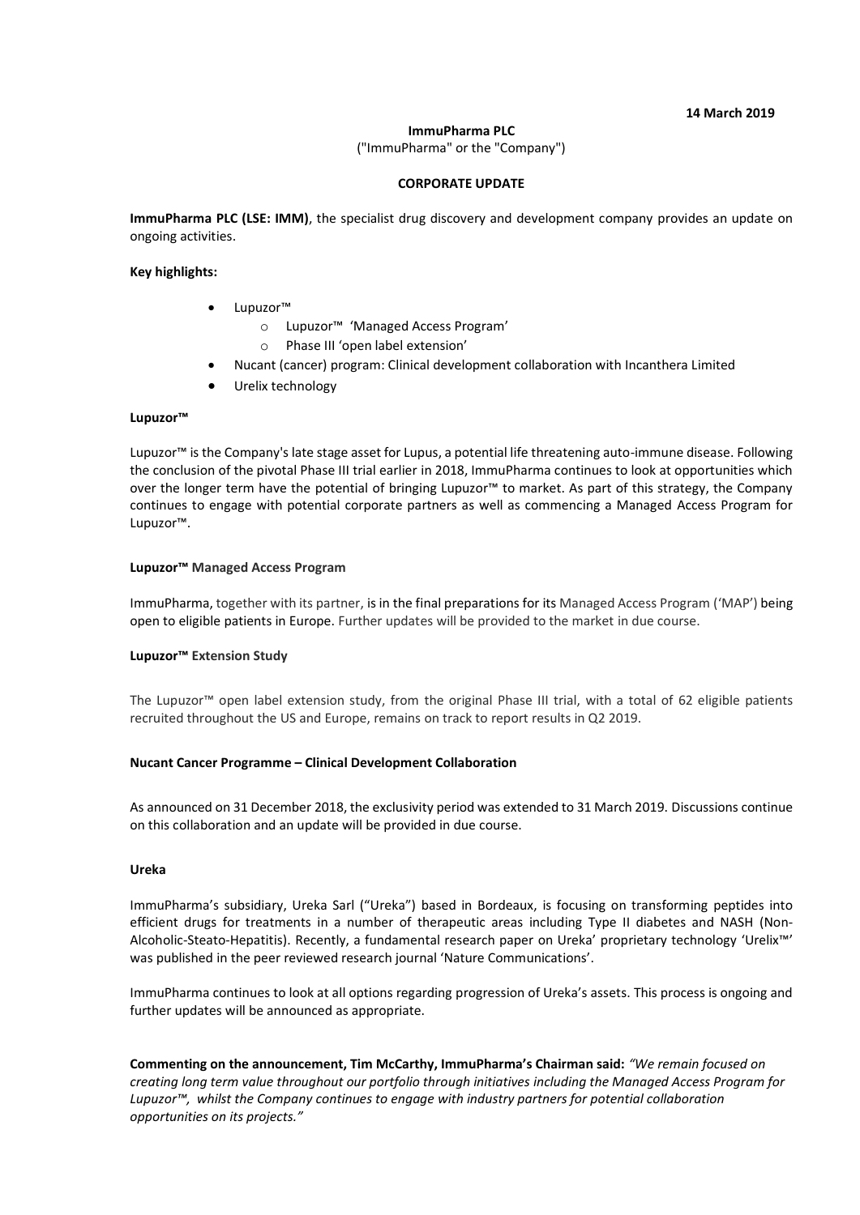**14 March 2019**

**ImmuPharma PLC**

("ImmuPharma" or the "Company")

**CORPORATE UPDATE**

**ImmuPharma PLC (LSE: IMM)**, the specialist drug discovery and development company provides an update on ongoing activities.

**Key highlights:**

- Lupuzor™
  - Lupuzor™ 'Managed Access Program'
  - Phase III 'open label extension'
- Nucant (cancer) program: Clinical development collaboration with Incanthera Limited
- Urelix technology

**Lupuzor™**

Lupuzor™ is the Company's late stage asset for Lupus, a potential life threatening auto-immune disease. Following the conclusion of the pivotal Phase III trial earlier in 2018, ImmuPharma continues to look at opportunities which over the longer term have the potential of bringing Lupuzor™ to market. As part of this strategy, the Company continues to engage with potential corporate partners as well as commencing a Managed Access Program for Lupuzor™.

**Lupuzor™ Managed Access Program**

ImmuPharma, together with its partner, is in the final preparations for its Managed Access Program ('MAP') being open to eligible patients in Europe. Further updates will be provided to the market in due course.

**Lupuzor™ Extension Study**

The Lupuzor™ open label extension study, from the original Phase III trial, with a total of 62 eligible patients recruited throughout the US and Europe, remains on track to report results in Q2 2019.

**Nucant Cancer Programme – Clinical Development Collaboration**

As announced on 31 December 2018, the exclusivity period was extended to 31 March 2019. Discussions continue on this collaboration and an update will be provided in due course.

**Ureka**

ImmuPharma's subsidiary, Ureka Sarl ("Ureka") based in Bordeaux, is focusing on transforming peptides into efficient drugs for treatments in a number of therapeutic areas including Type II diabetes and NASH (Non-Alcoholic-Steato-Hepatitis). Recently, a fundamental research paper on Ureka' proprietary technology 'Urelix™' was published in the peer reviewed research journal 'Nature Communications'.

ImmuPharma continues to look at all options regarding progression of Ureka's assets. This process is ongoing and further updates will be announced as appropriate.

**Commenting on the announcement, Tim McCarthy, ImmuPharma's Chairman said:** *"We remain focused on creating long term value throughout our portfolio through initiatives including the Managed Access Program for Lupuzor™, whilst the Company continues to engage with industry partners for potential collaboration opportunities on its projects."*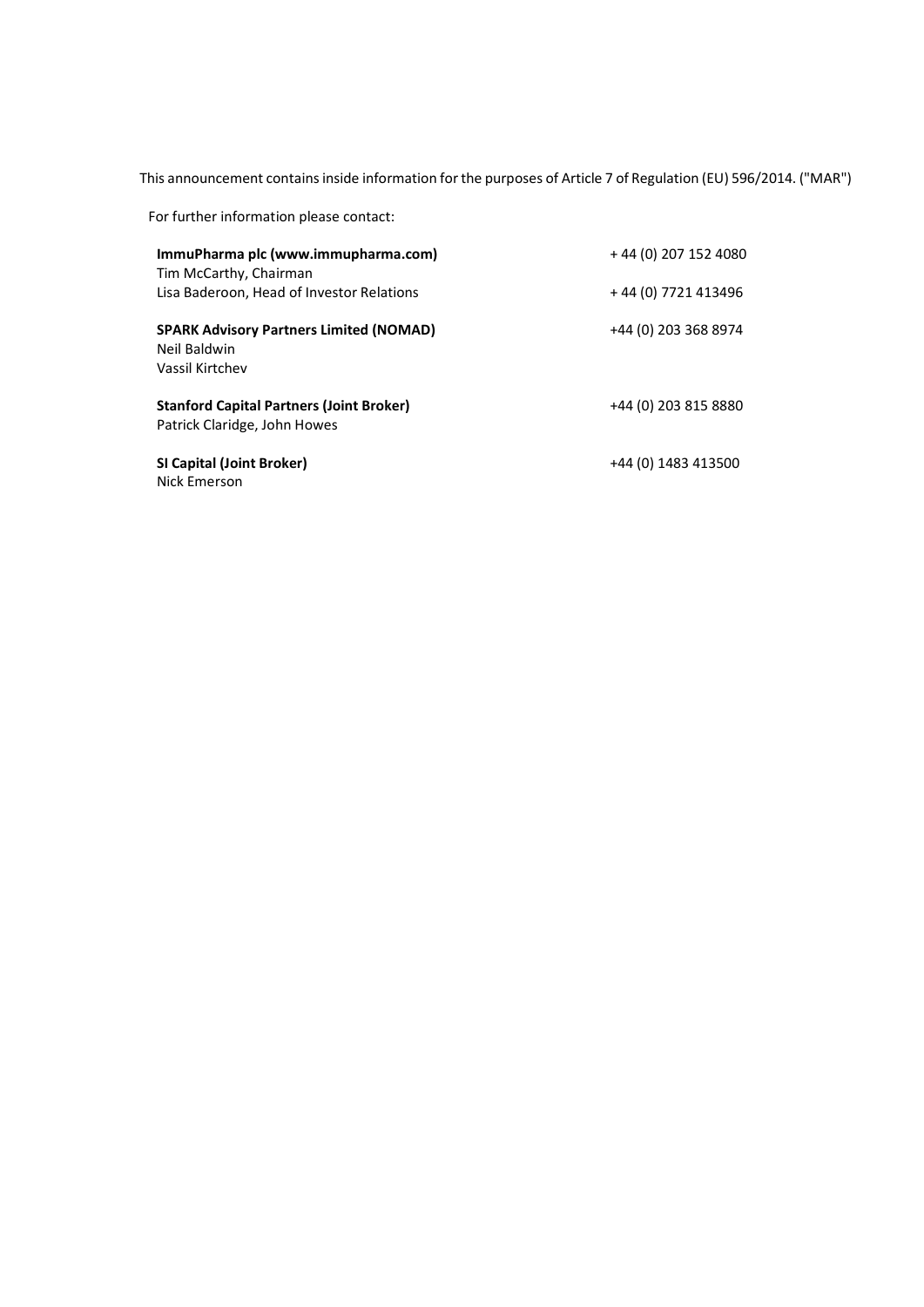This announcement contains inside information for the purposes of Article 7 of Regulation (EU) 596/2014. ("MAR")

For further information please contact:

| | |
|---|---|
| **ImmuPharma plc (www.immupharma.com)** | + 44 (0) 207 152 4080 |
| Tim McCarthy, Chairman | |
| Lisa Baderoon, Head of Investor Relations | + 44 (0) 7721 413496 |
| | |
| **SPARK Advisory Partners Limited (NOMAD)** | +44 (0) 203 368 8974 |
| Neil Baldwin | |
| Vassil Kirtchev | |
| | |
| **Stanford Capital Partners (Joint Broker)** | +44 (0) 203 815 8880 |
| Patrick Claridge, John Howes | |
| | |
| **SI Capital (Joint Broker)** | +44 (0) 1483 413500 |
| Nick Emerson | |